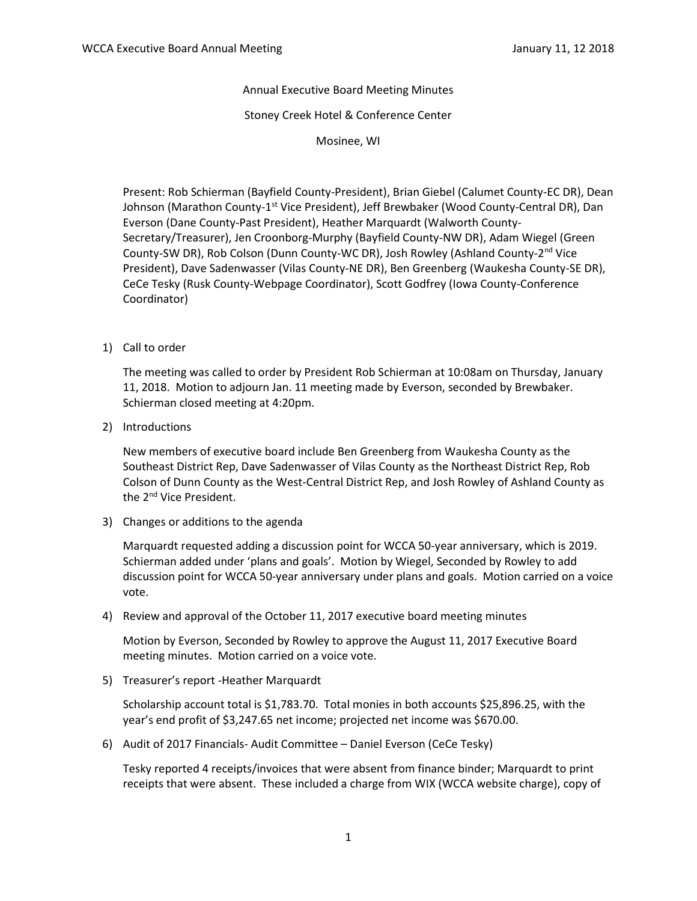Annual Executive Board Meeting Minutes

Stoney Creek Hotel & Conference Center

Mosinee, WI

Present: Rob Schierman (Bayfield County-President), Brian Giebel (Calumet County-EC DR), Dean Johnson (Marathon County-1st Vice President), Jeff Brewbaker (Wood County-Central DR), Dan Everson (Dane County-Past President), Heather Marquardt (Walworth County-Secretary/Treasurer), Jen Croonborg-Murphy (Bayfield County-NW DR), Adam Wiegel (Green County-SW DR), Rob Colson (Dunn County-WC DR), Josh Rowley (Ashland County-2nd Vice President), Dave Sadenwasser (Vilas County-NE DR), Ben Greenberg (Waukesha County-SE DR), CeCe Tesky (Rusk County-Webpage Coordinator), Scott Godfrey (Iowa County-Conference Coordinator)

1) Call to order

   The meeting was called to order by President Rob Schierman at 10:08am on Thursday, January 11, 2018. Motion to adjourn Jan. 11 meeting made by Everson, seconded by Brewbaker. Schierman closed meeting at 4:20pm.

2) Introductions

   New members of executive board include Ben Greenberg from Waukesha County as the Southeast District Rep, Dave Sadenwasser of Vilas County as the Northeast District Rep, Rob Colson of Dunn County as the West-Central District Rep, and Josh Rowley of Ashland County as the 2nd Vice President.

3) Changes or additions to the agenda

   Marquardt requested adding a discussion point for WCCA 50-year anniversary, which is 2019. Schierman added under 'plans and goals'. Motion by Wiegel, Seconded by Rowley to add discussion point for WCCA 50-year anniversary under plans and goals. Motion carried on a voice vote.

4) Review and approval of the October 11, 2017 executive board meeting minutes

   Motion by Everson, Seconded by Rowley to approve the August 11, 2017 Executive Board meeting minutes. Motion carried on a voice vote.

5) Treasurer's report -Heather Marquardt

   Scholarship account total is $1,783.70. Total monies in both accounts $25,896.25, with the year's end profit of $3,247.65 net income; projected net income was $670.00.

6) Audit of 2017 Financials- Audit Committee – Daniel Everson (CeCe Tesky)

   Tesky reported 4 receipts/invoices that were absent from finance binder; Marquardt to print receipts that were absent. These included a charge from WIX (WCCA website charge), copy of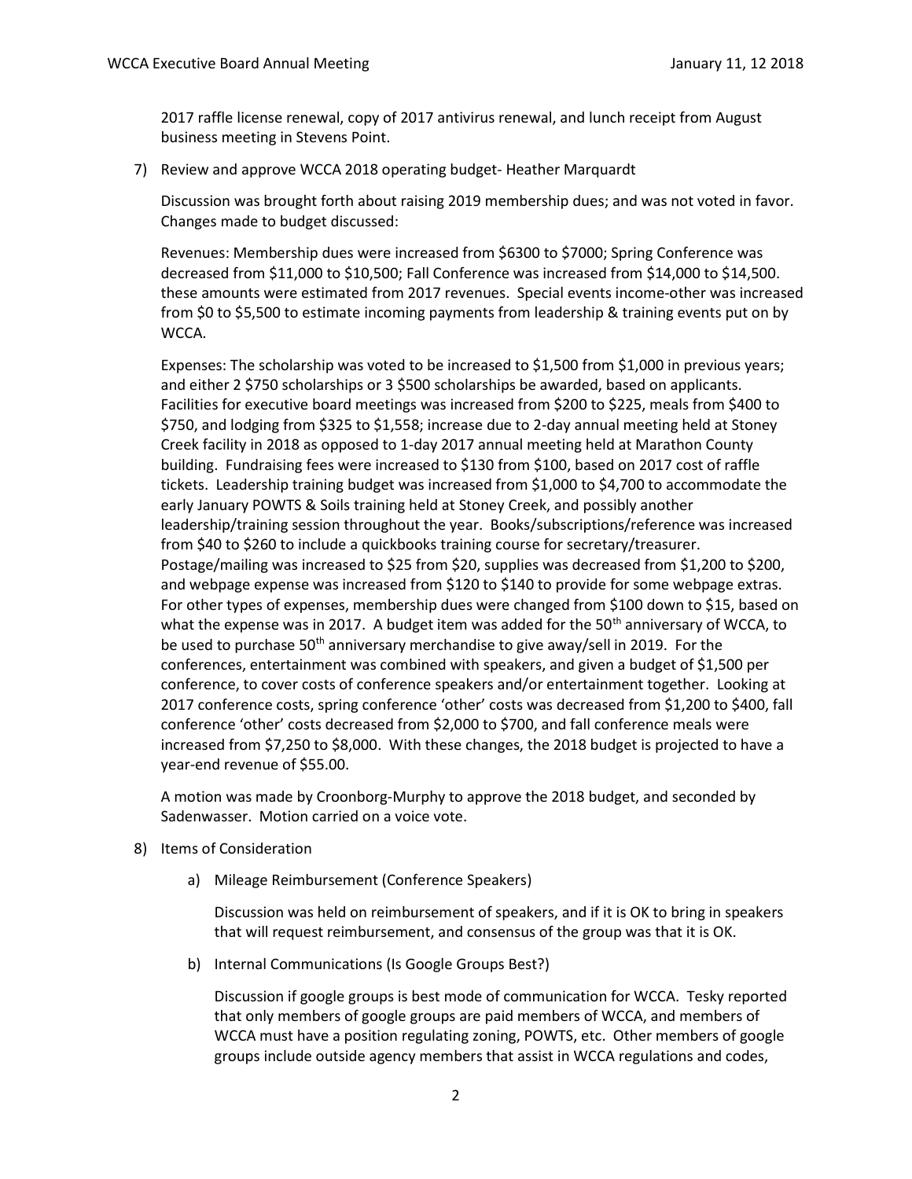2017 raffle license renewal, copy of 2017 antivirus renewal, and lunch receipt from August business meeting in Stevens Point.

7) Review and approve WCCA 2018 operating budget- Heather Marquardt

   Discussion was brought forth about raising 2019 membership dues; and was not voted in favor. Changes made to budget discussed:

   Revenues: Membership dues were increased from $6300 to $7000; Spring Conference was decreased from $11,000 to $10,500; Fall Conference was increased from $14,000 to $14,500. these amounts were estimated from 2017 revenues. Special events income-other was increased from $0 to $5,500 to estimate incoming payments from leadership & training events put on by WCCA.

   Expenses: The scholarship was voted to be increased to $1,500 from $1,000 in previous years; and either 2 $750 scholarships or 3 $500 scholarships be awarded, based on applicants. Facilities for executive board meetings was increased from $200 to $225, meals from $400 to $750, and lodging from $325 to $1,558; increase due to 2-day annual meeting held at Stoney Creek facility in 2018 as opposed to 1-day 2017 annual meeting held at Marathon County building. Fundraising fees were increased to $130 from $100, based on 2017 cost of raffle tickets. Leadership training budget was increased from $1,000 to $4,700 to accommodate the early January POWTS & Soils training held at Stoney Creek, and possibly another leadership/training session throughout the year. Books/subscriptions/reference was increased from $40 to $260 to include a quickbooks training course for secretary/treasurer. Postage/mailing was increased to $25 from $20, supplies was decreased from $1,200 to $200, and webpage expense was increased from $120 to $140 to provide for some webpage extras. For other types of expenses, membership dues were changed from $100 down to $15, based on what the expense was in 2017. A budget item was added for the 50th anniversary of WCCA, to be used to purchase 50th anniversary merchandise to give away/sell in 2019. For the conferences, entertainment was combined with speakers, and given a budget of $1,500 per conference, to cover costs of conference speakers and/or entertainment together. Looking at 2017 conference costs, spring conference 'other' costs was decreased from $1,200 to $400, fall conference 'other' costs decreased from $2,000 to $700, and fall conference meals were increased from $7,250 to $8,000. With these changes, the 2018 budget is projected to have a year-end revenue of $55.00.

   A motion was made by Croonborg-Murphy to approve the 2018 budget, and seconded by Sadenwasser. Motion carried on a voice vote.

8) Items of Consideration

   a) Mileage Reimbursement (Conference Speakers)

      Discussion was held on reimbursement of speakers, and if it is OK to bring in speakers that will request reimbursement, and consensus of the group was that it is OK.

   b) Internal Communications (Is Google Groups Best?)

      Discussion if google groups is best mode of communication for WCCA. Tesky reported that only members of google groups are paid members of WCCA, and members of WCCA must have a position regulating zoning, POWTS, etc. Other members of google groups include outside agency members that assist in WCCA regulations and codes,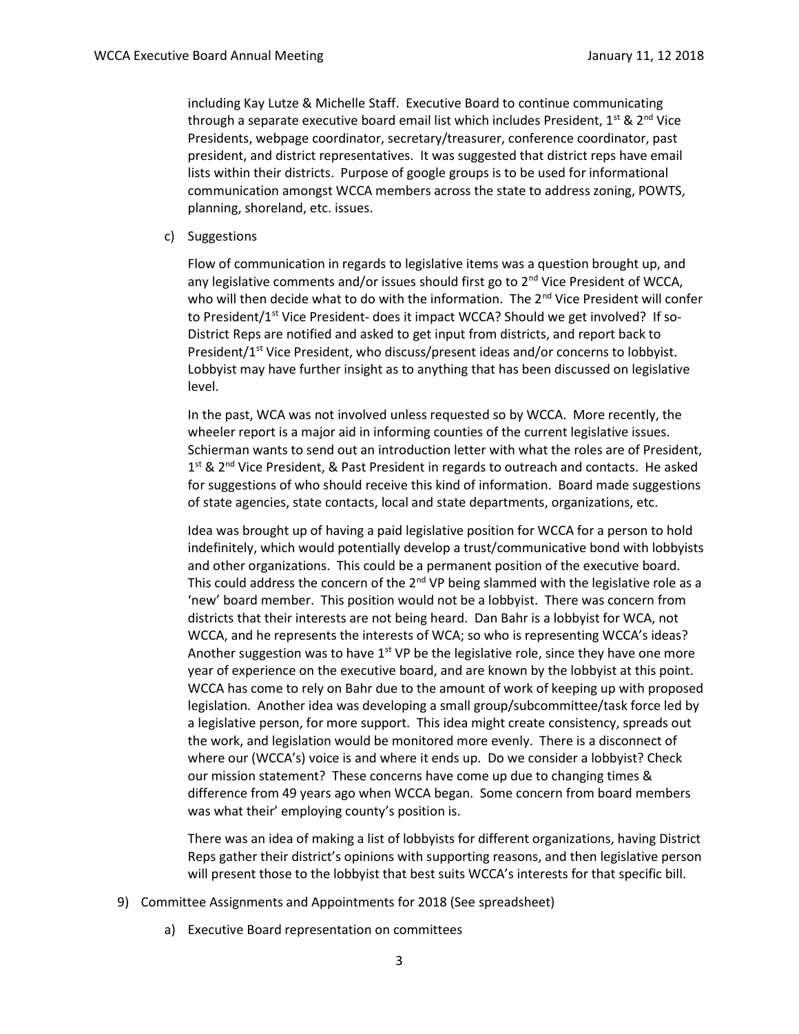including Kay Lutze & Michelle Staff. Executive Board to continue communicating through a separate executive board email list which includes President, 1st & 2nd Vice Presidents, webpage coordinator, secretary/treasurer, conference coordinator, past president, and district representatives. It was suggested that district reps have email lists within their districts. Purpose of google groups is to be used for informational communication amongst WCCA members across the state to address zoning, POWTS, planning, shoreland, etc. issues.

c) Suggestions

Flow of communication in regards to legislative items was a question brought up, and any legislative comments and/or issues should first go to 2nd Vice President of WCCA, who will then decide what to do with the information. The 2nd Vice President will confer to President/1st Vice President- does it impact WCCA? Should we get involved? If so- District Reps are notified and asked to get input from districts, and report back to President/1st Vice President, who discuss/present ideas and/or concerns to lobbyist. Lobbyist may have further insight as to anything that has been discussed on legislative level.

In the past, WCA was not involved unless requested so by WCCA. More recently, the wheeler report is a major aid in informing counties of the current legislative issues. Schierman wants to send out an introduction letter with what the roles are of President, 1st & 2nd Vice President, & Past President in regards to outreach and contacts. He asked for suggestions of who should receive this kind of information. Board made suggestions of state agencies, state contacts, local and state departments, organizations, etc.

Idea was brought up of having a paid legislative position for WCCA for a person to hold indefinitely, which would potentially develop a trust/communicative bond with lobbyists and other organizations. This could be a permanent position of the executive board. This could address the concern of the 2nd VP being slammed with the legislative role as a 'new' board member. This position would not be a lobbyist. There was concern from districts that their interests are not being heard. Dan Bahr is a lobbyist for WCA, not WCCA, and he represents the interests of WCA; so who is representing WCCA's ideas? Another suggestion was to have 1st VP be the legislative role, since they have one more year of experience on the executive board, and are known by the lobbyist at this point. WCCA has come to rely on Bahr due to the amount of work of keeping up with proposed legislation. Another idea was developing a small group/subcommittee/task force led by a legislative person, for more support. This idea might create consistency, spreads out the work, and legislation would be monitored more evenly. There is a disconnect of where our (WCCA's) voice is and where it ends up. Do we consider a lobbyist? Check our mission statement? These concerns have come up due to changing times & difference from 49 years ago when WCCA began. Some concern from board members was what their' employing county's position is.

There was an idea of making a list of lobbyists for different organizations, having District Reps gather their district's opinions with supporting reasons, and then legislative person will present those to the lobbyist that best suits WCCA's interests for that specific bill.

9) Committee Assignments and Appointments for 2018 (See spreadsheet)

a) Executive Board representation on committees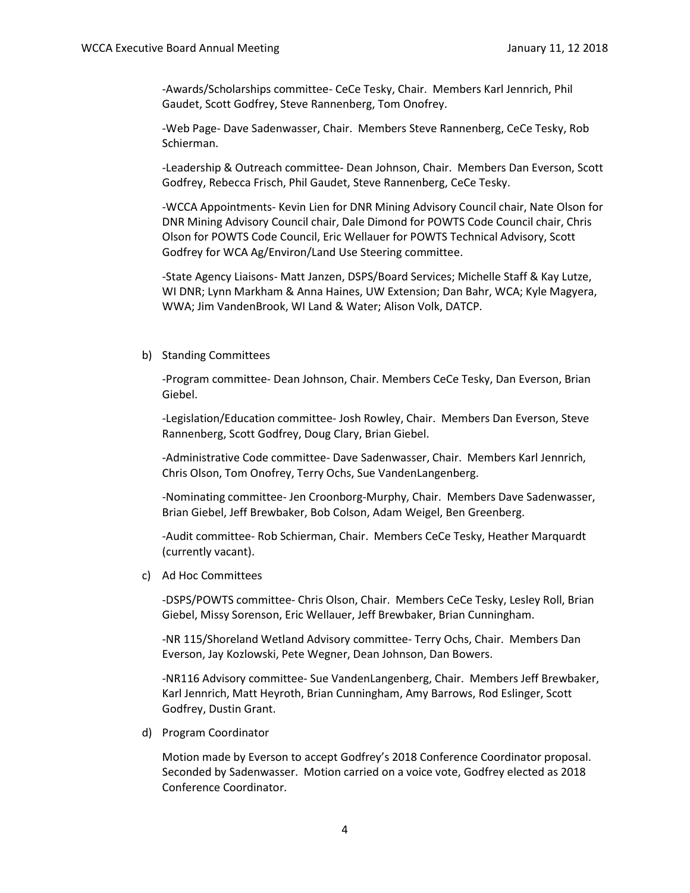-Awards/Scholarships committee- CeCe Tesky, Chair. Members Karl Jennrich, Phil Gaudet, Scott Godfrey, Steve Rannenberg, Tom Onofrey.

-Web Page- Dave Sadenwasser, Chair. Members Steve Rannenberg, CeCe Tesky, Rob Schierman.

-Leadership & Outreach committee- Dean Johnson, Chair. Members Dan Everson, Scott Godfrey, Rebecca Frisch, Phil Gaudet, Steve Rannenberg, CeCe Tesky.

-WCCA Appointments- Kevin Lien for DNR Mining Advisory Council chair, Nate Olson for DNR Mining Advisory Council chair, Dale Dimond for POWTS Code Council chair, Chris Olson for POWTS Code Council, Eric Wellauer for POWTS Technical Advisory, Scott Godfrey for WCA Ag/Environ/Land Use Steering committee.

-State Agency Liaisons- Matt Janzen, DSPS/Board Services; Michelle Staff & Kay Lutze, WI DNR; Lynn Markham & Anna Haines, UW Extension; Dan Bahr, WCA; Kyle Magyera, WWA; Jim VandenBrook, WI Land & Water; Alison Volk, DATCP.

b) Standing Committees

-Program committee- Dean Johnson, Chair. Members CeCe Tesky, Dan Everson, Brian Giebel.

-Legislation/Education committee- Josh Rowley, Chair. Members Dan Everson, Steve Rannenberg, Scott Godfrey, Doug Clary, Brian Giebel.

-Administrative Code committee- Dave Sadenwasser, Chair. Members Karl Jennrich, Chris Olson, Tom Onofrey, Terry Ochs, Sue VandenLangenberg.

-Nominating committee- Jen Croonborg-Murphy, Chair. Members Dave Sadenwasser, Brian Giebel, Jeff Brewbaker, Bob Colson, Adam Weigel, Ben Greenberg.

-Audit committee- Rob Schierman, Chair. Members CeCe Tesky, Heather Marquardt (currently vacant).

c) Ad Hoc Committees

-DSPS/POWTS committee- Chris Olson, Chair. Members CeCe Tesky, Lesley Roll, Brian Giebel, Missy Sorenson, Eric Wellauer, Jeff Brewbaker, Brian Cunningham.

-NR 115/Shoreland Wetland Advisory committee- Terry Ochs, Chair. Members Dan Everson, Jay Kozlowski, Pete Wegner, Dean Johnson, Dan Bowers.

-NR116 Advisory committee- Sue VandenLangenberg, Chair. Members Jeff Brewbaker, Karl Jennrich, Matt Heyroth, Brian Cunningham, Amy Barrows, Rod Eslinger, Scott Godfrey, Dustin Grant.

d) Program Coordinator

Motion made by Everson to accept Godfrey's 2018 Conference Coordinator proposal. Seconded by Sadenwasser. Motion carried on a voice vote, Godfrey elected as 2018 Conference Coordinator.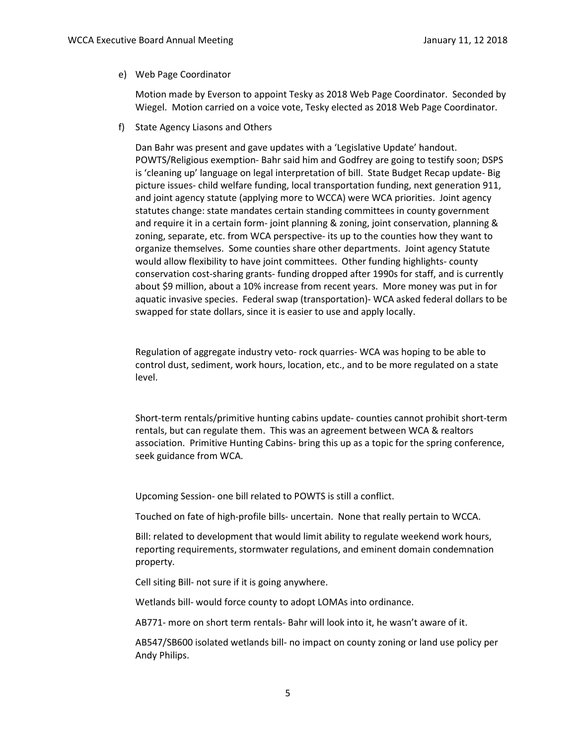e) Web Page Coordinator

Motion made by Everson to appoint Tesky as 2018 Web Page Coordinator. Seconded by Wiegel. Motion carried on a voice vote, Tesky elected as 2018 Web Page Coordinator.

f) State Agency Liasons and Others

Dan Bahr was present and gave updates with a 'Legislative Update' handout. POWTS/Religious exemption- Bahr said him and Godfrey are going to testify soon; DSPS is 'cleaning up' language on legal interpretation of bill. State Budget Recap update- Big picture issues- child welfare funding, local transportation funding, next generation 911, and joint agency statute (applying more to WCCA) were WCA priorities. Joint agency statutes change: state mandates certain standing committees in county government and require it in a certain form- joint planning & zoning, joint conservation, planning & zoning, separate, etc. from WCA perspective- its up to the counties how they want to organize themselves. Some counties share other departments. Joint agency Statute would allow flexibility to have joint committees. Other funding highlights- county conservation cost-sharing grants- funding dropped after 1990s for staff, and is currently about $9 million, about a 10% increase from recent years. More money was put in for aquatic invasive species. Federal swap (transportation)- WCA asked federal dollars to be swapped for state dollars, since it is easier to use and apply locally.

Regulation of aggregate industry veto- rock quarries- WCA was hoping to be able to control dust, sediment, work hours, location, etc., and to be more regulated on a state level.

Short-term rentals/primitive hunting cabins update- counties cannot prohibit short-term rentals, but can regulate them. This was an agreement between WCA & realtors association. Primitive Hunting Cabins- bring this up as a topic for the spring conference, seek guidance from WCA.

Upcoming Session- one bill related to POWTS is still a conflict.

Touched on fate of high-profile bills- uncertain. None that really pertain to WCCA.

Bill: related to development that would limit ability to regulate weekend work hours, reporting requirements, stormwater regulations, and eminent domain condemnation property.

Cell siting Bill- not sure if it is going anywhere.

Wetlands bill- would force county to adopt LOMAs into ordinance.

AB771- more on short term rentals- Bahr will look into it, he wasn't aware of it.

AB547/SB600 isolated wetlands bill- no impact on county zoning or land use policy per Andy Philips.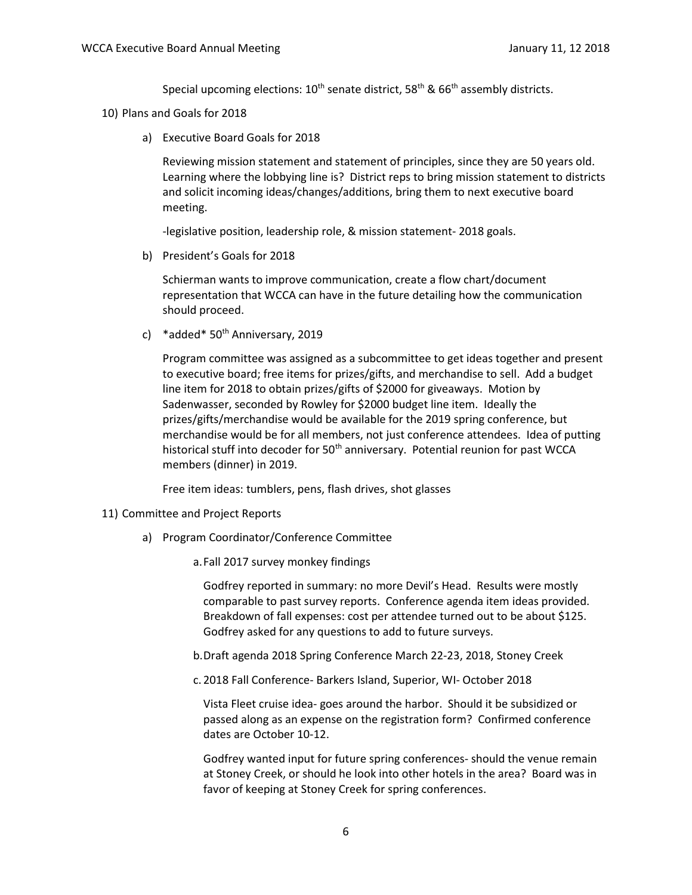Special upcoming elections: 10th senate district, 58th & 66th assembly districts.

10) Plans and Goals for 2018

   a) Executive Board Goals for 2018

      Reviewing mission statement and statement of principles, since they are 50 years old. Learning where the lobbying line is? District reps to bring mission statement to districts and solicit incoming ideas/changes/additions, bring them to next executive board meeting.

      -legislative position, leadership role, & mission statement- 2018 goals.

   b) President's Goals for 2018

      Schierman wants to improve communication, create a flow chart/document representation that WCCA can have in the future detailing how the communication should proceed.

   c) *added* 50th Anniversary, 2019

      Program committee was assigned as a subcommittee to get ideas together and present to executive board; free items for prizes/gifts, and merchandise to sell. Add a budget line item for 2018 to obtain prizes/gifts of $2000 for giveaways. Motion by Sadenwasser, seconded by Rowley for $2000 budget line item. Ideally the prizes/gifts/merchandise would be available for the 2019 spring conference, but merchandise would be for all members, not just conference attendees. Idea of putting historical stuff into decoder for 50th anniversary. Potential reunion for past WCCA members (dinner) in 2019.

      Free item ideas: tumblers, pens, flash drives, shot glasses

11) Committee and Project Reports

   a) Program Coordinator/Conference Committee

      a. Fall 2017 survey monkey findings

         Godfrey reported in summary: no more Devil's Head. Results were mostly comparable to past survey reports. Conference agenda item ideas provided. Breakdown of fall expenses: cost per attendee turned out to be about $125. Godfrey asked for any questions to add to future surveys.

      b. Draft agenda 2018 Spring Conference March 22-23, 2018, Stoney Creek

      c. 2018 Fall Conference- Barkers Island, Superior, WI- October 2018

         Vista Fleet cruise idea- goes around the harbor. Should it be subsidized or passed along as an expense on the registration form? Confirmed conference dates are October 10-12.

         Godfrey wanted input for future spring conferences- should the venue remain at Stoney Creek, or should he look into other hotels in the area? Board was in favor of keeping at Stoney Creek for spring conferences.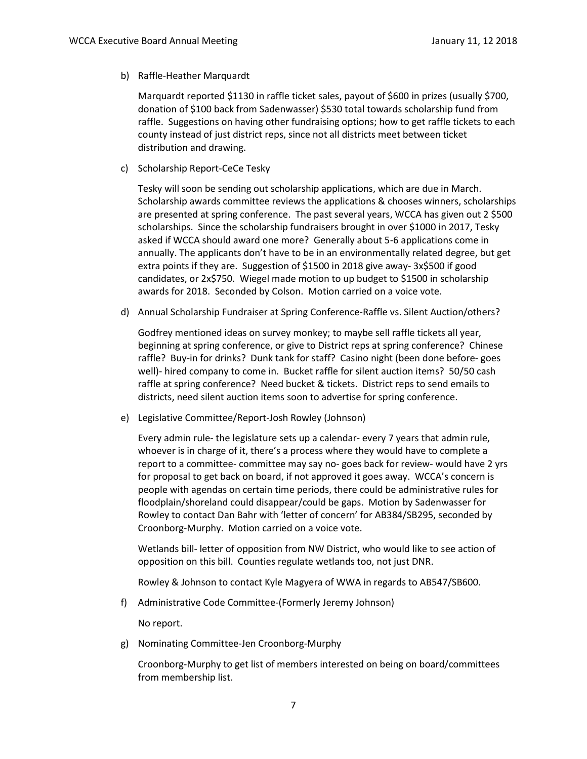b) Raffle-Heather Marquardt

Marquardt reported $1130 in raffle ticket sales, payout of $600 in prizes (usually $700, donation of $100 back from Sadenwasser) $530 total towards scholarship fund from raffle. Suggestions on having other fundraising options; how to get raffle tickets to each county instead of just district reps, since not all districts meet between ticket distribution and drawing.

c) Scholarship Report-CeCe Tesky

Tesky will soon be sending out scholarship applications, which are due in March. Scholarship awards committee reviews the applications & chooses winners, scholarships are presented at spring conference. The past several years, WCCA has given out 2 $500 scholarships. Since the scholarship fundraisers brought in over $1000 in 2017, Tesky asked if WCCA should award one more? Generally about 5-6 applications come in annually. The applicants don't have to be in an environmentally related degree, but get extra points if they are. Suggestion of $1500 in 2018 give away- 3x$500 if good candidates, or 2x$750. Wiegel made motion to up budget to $1500 in scholarship awards for 2018. Seconded by Colson. Motion carried on a voice vote.

d) Annual Scholarship Fundraiser at Spring Conference-Raffle vs. Silent Auction/others?

Godfrey mentioned ideas on survey monkey; to maybe sell raffle tickets all year, beginning at spring conference, or give to District reps at spring conference? Chinese raffle? Buy-in for drinks? Dunk tank for staff? Casino night (been done before- goes well)- hired company to come in. Bucket raffle for silent auction items? 50/50 cash raffle at spring conference? Need bucket & tickets. District reps to send emails to districts, need silent auction items soon to advertise for spring conference.

e) Legislative Committee/Report-Josh Rowley (Johnson)

Every admin rule- the legislature sets up a calendar- every 7 years that admin rule, whoever is in charge of it, there's a process where they would have to complete a report to a committee- committee may say no- goes back for review- would have 2 yrs for proposal to get back on board, if not approved it goes away. WCCA's concern is people with agendas on certain time periods, there could be administrative rules for floodplain/shoreland could disappear/could be gaps. Motion by Sadenwasser for Rowley to contact Dan Bahr with 'letter of concern' for AB384/SB295, seconded by Croonborg-Murphy. Motion carried on a voice vote.

Wetlands bill- letter of opposition from NW District, who would like to see action of opposition on this bill. Counties regulate wetlands too, not just DNR.

Rowley & Johnson to contact Kyle Magyera of WWA in regards to AB547/SB600.

f) Administrative Code Committee-(Formerly Jeremy Johnson)

No report.

g) Nominating Committee-Jen Croonborg-Murphy

Croonborg-Murphy to get list of members interested on being on board/committees from membership list.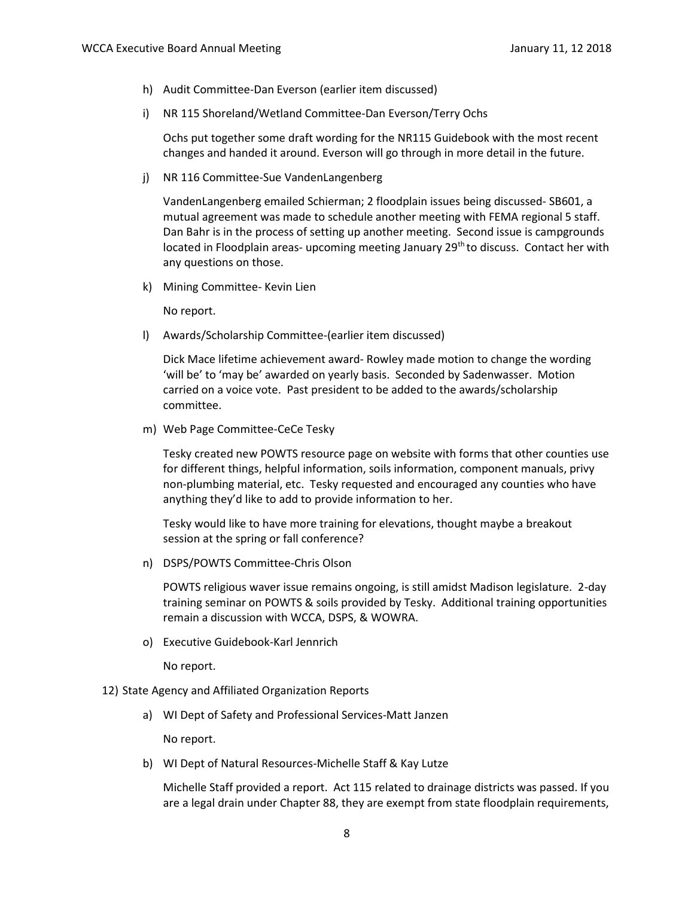h) Audit Committee-Dan Everson (earlier item discussed)

i) NR 115 Shoreland/Wetland Committee-Dan Everson/Terry Ochs

   Ochs put together some draft wording for the NR115 Guidebook with the most recent changes and handed it around. Everson will go through in more detail in the future.

j) NR 116 Committee-Sue VandenLangenberg

   VandenLangenberg emailed Schierman; 2 floodplain issues being discussed- SB601, a mutual agreement was made to schedule another meeting with FEMA regional 5 staff. Dan Bahr is in the process of setting up another meeting. Second issue is campgrounds located in Floodplain areas- upcoming meeting January 29th to discuss. Contact her with any questions on those.

k) Mining Committee- Kevin Lien

   No report.

l) Awards/Scholarship Committee-(earlier item discussed)

   Dick Mace lifetime achievement award- Rowley made motion to change the wording 'will be' to 'may be' awarded on yearly basis. Seconded by Sadenwasser. Motion carried on a voice vote. Past president to be added to the awards/scholarship committee.

m) Web Page Committee-CeCe Tesky

   Tesky created new POWTS resource page on website with forms that other counties use for different things, helpful information, soils information, component manuals, privy non-plumbing material, etc. Tesky requested and encouraged any counties who have anything they'd like to add to provide information to her.

   Tesky would like to have more training for elevations, thought maybe a breakout session at the spring or fall conference?

n) DSPS/POWTS Committee-Chris Olson

   POWTS religious waver issue remains ongoing, is still amidst Madison legislature. 2-day training seminar on POWTS & soils provided by Tesky. Additional training opportunities remain a discussion with WCCA, DSPS, & WOWRA.

o) Executive Guidebook-Karl Jennrich

   No report.

12) State Agency and Affiliated Organization Reports

   a) WI Dept of Safety and Professional Services-Matt Janzen

      No report.

   b) WI Dept of Natural Resources-Michelle Staff & Kay Lutze

      Michelle Staff provided a report. Act 115 related to drainage districts was passed. If you are a legal drain under Chapter 88, they are exempt from state floodplain requirements,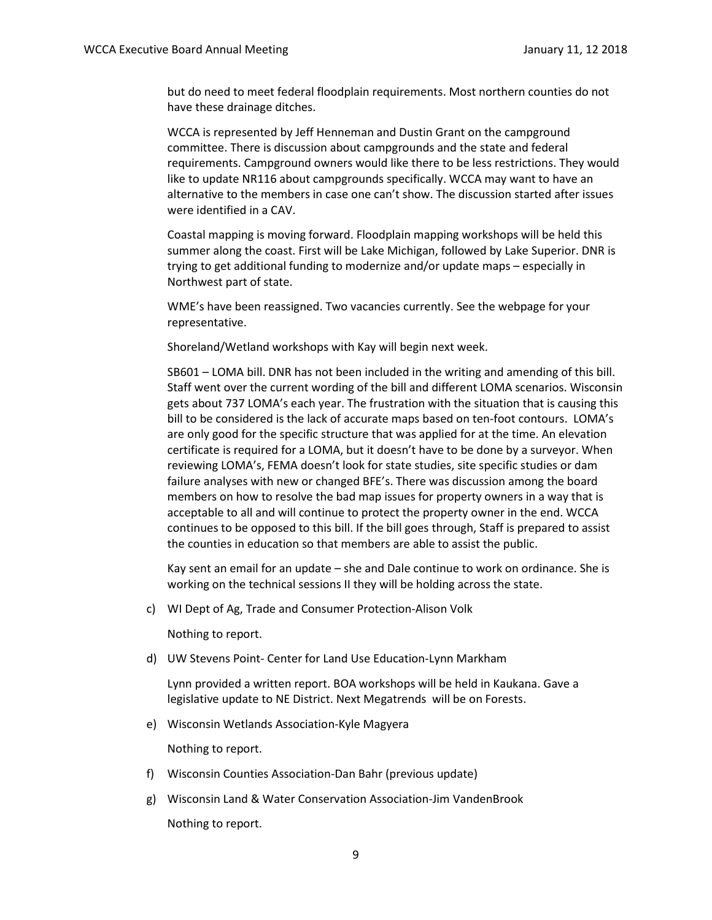but do need to meet federal floodplain requirements. Most northern counties do not have these drainage ditches.

WCCA is represented by Jeff Henneman and Dustin Grant on the campground committee. There is discussion about campgrounds and the state and federal requirements. Campground owners would like there to be less restrictions. They would like to update NR116 about campgrounds specifically. WCCA may want to have an alternative to the members in case one can't show. The discussion started after issues were identified in a CAV.

Coastal mapping is moving forward. Floodplain mapping workshops will be held this summer along the coast. First will be Lake Michigan, followed by Lake Superior. DNR is trying to get additional funding to modernize and/or update maps – especially in Northwest part of state.

WME's have been reassigned. Two vacancies currently. See the webpage for your representative.

Shoreland/Wetland workshops with Kay will begin next week.

SB601 – LOMA bill. DNR has not been included in the writing and amending of this bill. Staff went over the current wording of the bill and different LOMA scenarios. Wisconsin gets about 737 LOMA's each year. The frustration with the situation that is causing this bill to be considered is the lack of accurate maps based on ten-foot contours. LOMA's are only good for the specific structure that was applied for at the time. An elevation certificate is required for a LOMA, but it doesn't have to be done by a surveyor. When reviewing LOMA's, FEMA doesn't look for state studies, site specific studies or dam failure analyses with new or changed BFE's. There was discussion among the board members on how to resolve the bad map issues for property owners in a way that is acceptable to all and will continue to protect the property owner in the end. WCCA continues to be opposed to this bill. If the bill goes through, Staff is prepared to assist the counties in education so that members are able to assist the public.

Kay sent an email for an update – she and Dale continue to work on ordinance. She is working on the technical sessions II they will be holding across the state.

c) WI Dept of Ag, Trade and Consumer Protection-Alison Volk

   Nothing to report.

d) UW Stevens Point- Center for Land Use Education-Lynn Markham

   Lynn provided a written report. BOA workshops will be held in Kaukana. Gave a legislative update to NE District. Next Megatrends will be on Forests.

e) Wisconsin Wetlands Association-Kyle Magyera

   Nothing to report.

f) Wisconsin Counties Association-Dan Bahr (previous update)

g) Wisconsin Land & Water Conservation Association-Jim VandenBrook

   Nothing to report.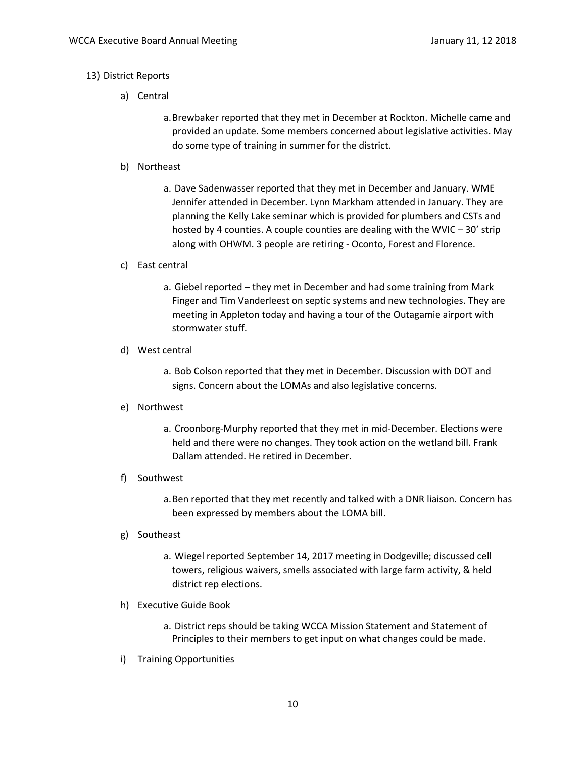13) District Reports

   a) Central

      a. Brewbaker reported that they met in December at Rockton. Michelle came and provided an update. Some members concerned about legislative activities. May do some type of training in summer for the district.

   b) Northeast

      a. Dave Sadenwasser reported that they met in December and January. WME Jennifer attended in December. Lynn Markham attended in January. They are planning the Kelly Lake seminar which is provided for plumbers and CSTs and hosted by 4 counties. A couple counties are dealing with the WVIC – 30' strip along with OHWM. 3 people are retiring - Oconto, Forest and Florence.

   c) East central

      a. Giebel reported – they met in December and had some training from Mark Finger and Tim Vanderleest on septic systems and new technologies. They are meeting in Appleton today and having a tour of the Outagamie airport with stormwater stuff.

   d) West central

      a. Bob Colson reported that they met in December. Discussion with DOT and signs. Concern about the LOMAs and also legislative concerns.

   e) Northwest

      a. Croonborg-Murphy reported that they met in mid-December. Elections were held and there were no changes. They took action on the wetland bill. Frank Dallam attended. He retired in December.

   f) Southwest

      a. Ben reported that they met recently and talked with a DNR liaison. Concern has been expressed by members about the LOMA bill.

   g) Southeast

      a. Wiegel reported September 14, 2017 meeting in Dodgeville; discussed cell towers, religious waivers, smells associated with large farm activity, & held district rep elections.

   h) Executive Guide Book

      a. District reps should be taking WCCA Mission Statement and Statement of Principles to their members to get input on what changes could be made.

   i) Training Opportunities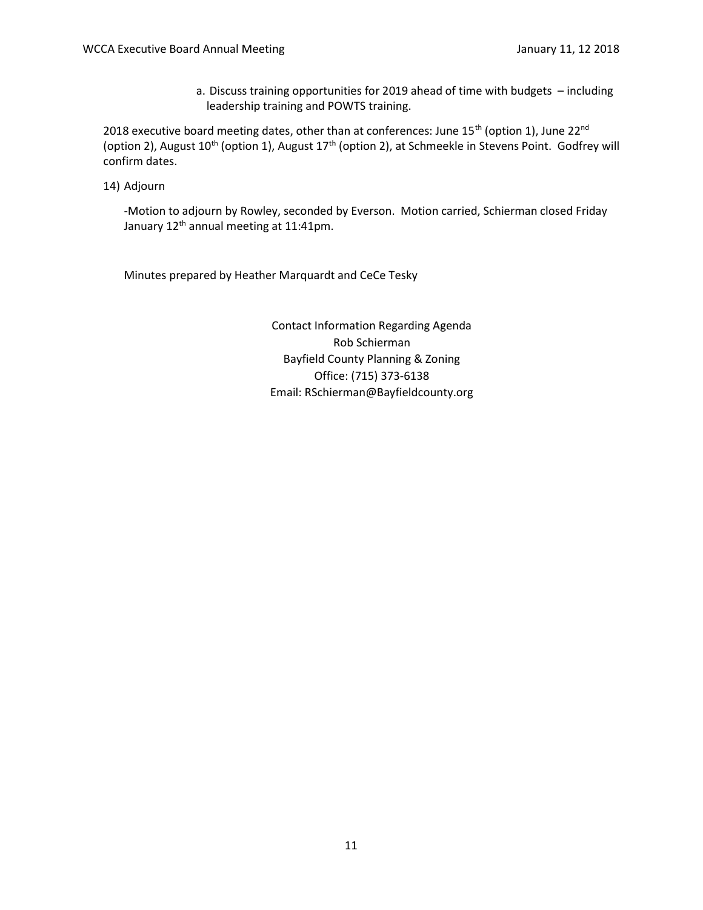a. Discuss training opportunities for 2019 ahead of time with budgets – including leadership training and POWTS training.

2018 executive board meeting dates, other than at conferences: June 15th (option 1), June 22nd (option 2), August 10th (option 1), August 17th (option 2), at Schmeekle in Stevens Point. Godfrey will confirm dates.

14) Adjourn

-Motion to adjourn by Rowley, seconded by Everson. Motion carried, Schierman closed Friday January 12th annual meeting at 11:41pm.

Minutes prepared by Heather Marquardt and CeCe Tesky

Contact Information Regarding Agenda
Rob Schierman
Bayfield County Planning & Zoning
Office: (715) 373-6138
Email: RSchierman@Bayfieldcounty.org